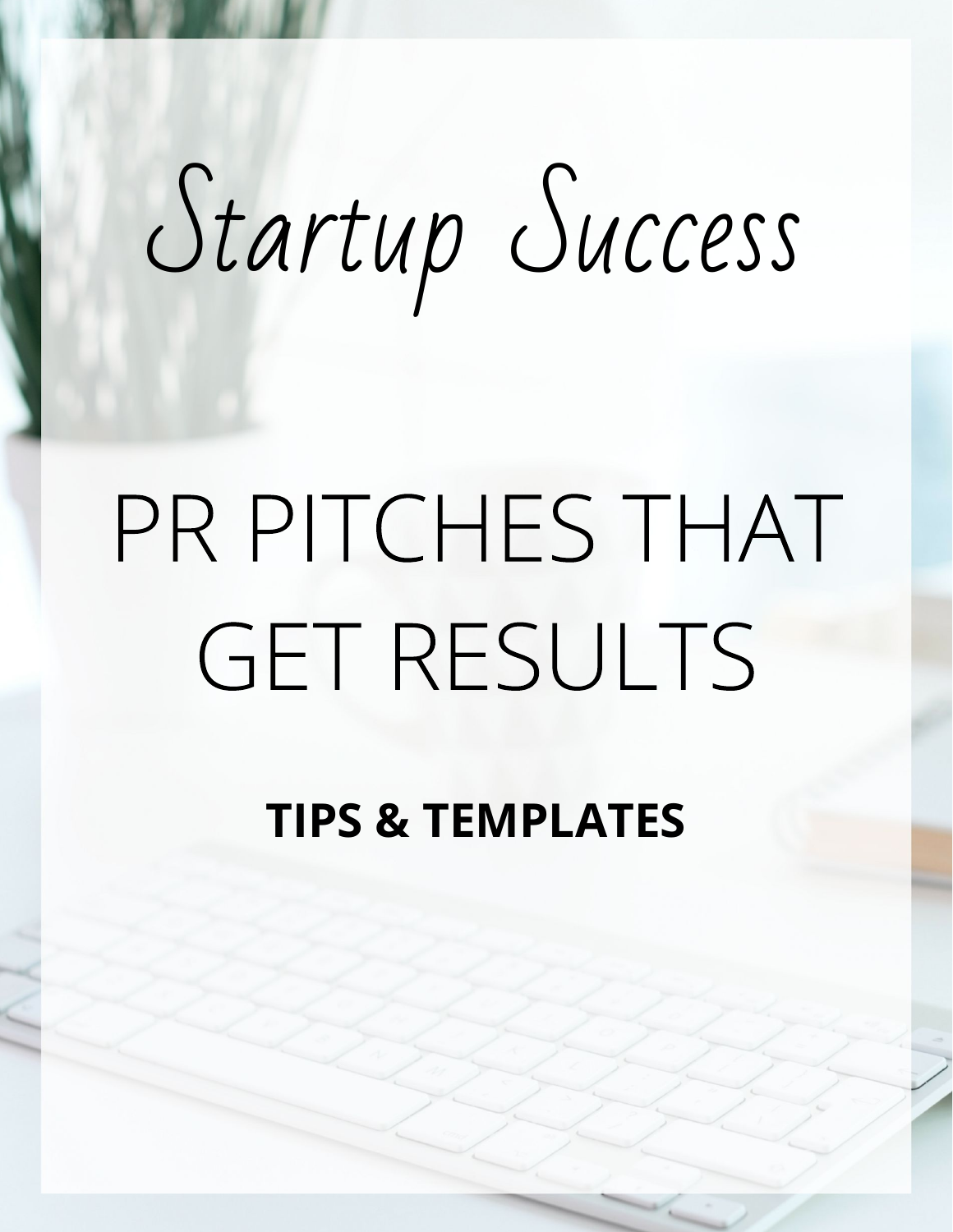# Startup Success

# PR PITCHES THAT GET RESULTS

**TIPS & TEMPLATES**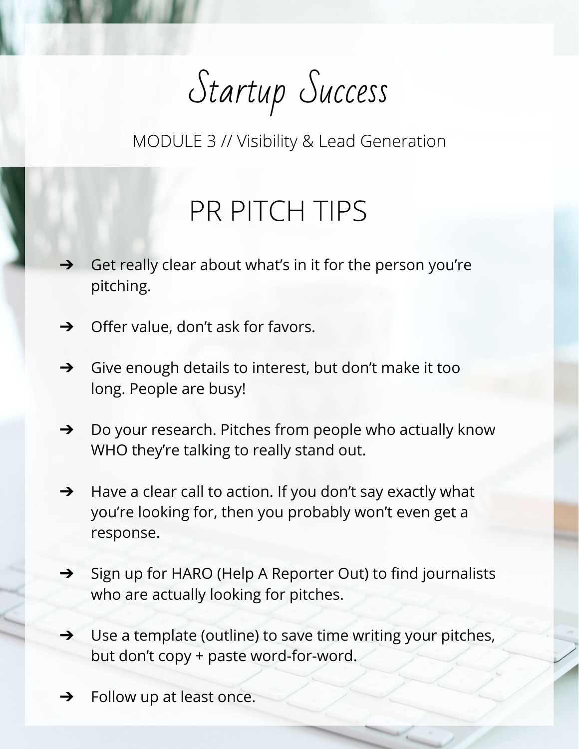# Startup Success

MODULE 3 // Visibility & Lead Generation

## PR PITCH TIPS

- Get really clear about what's in it for the person you're pitching.
- Offer value, don't ask for favors.
- Give enough details to interest, but don't make it too long. People are busy!
- Do your research. Pitches from people who actually know WHO they're talking to really stand out.
- Have a clear call to action. If you don't say exactly what you're looking for, then you probably won't even get a response.
- Sign up for HARO (Help A Reporter Out) to find journalists who are actually looking for pitches.
- Use a template (outline) to save time writing your pitches, but don't copy + paste word-for-word.
- Follow up at least once.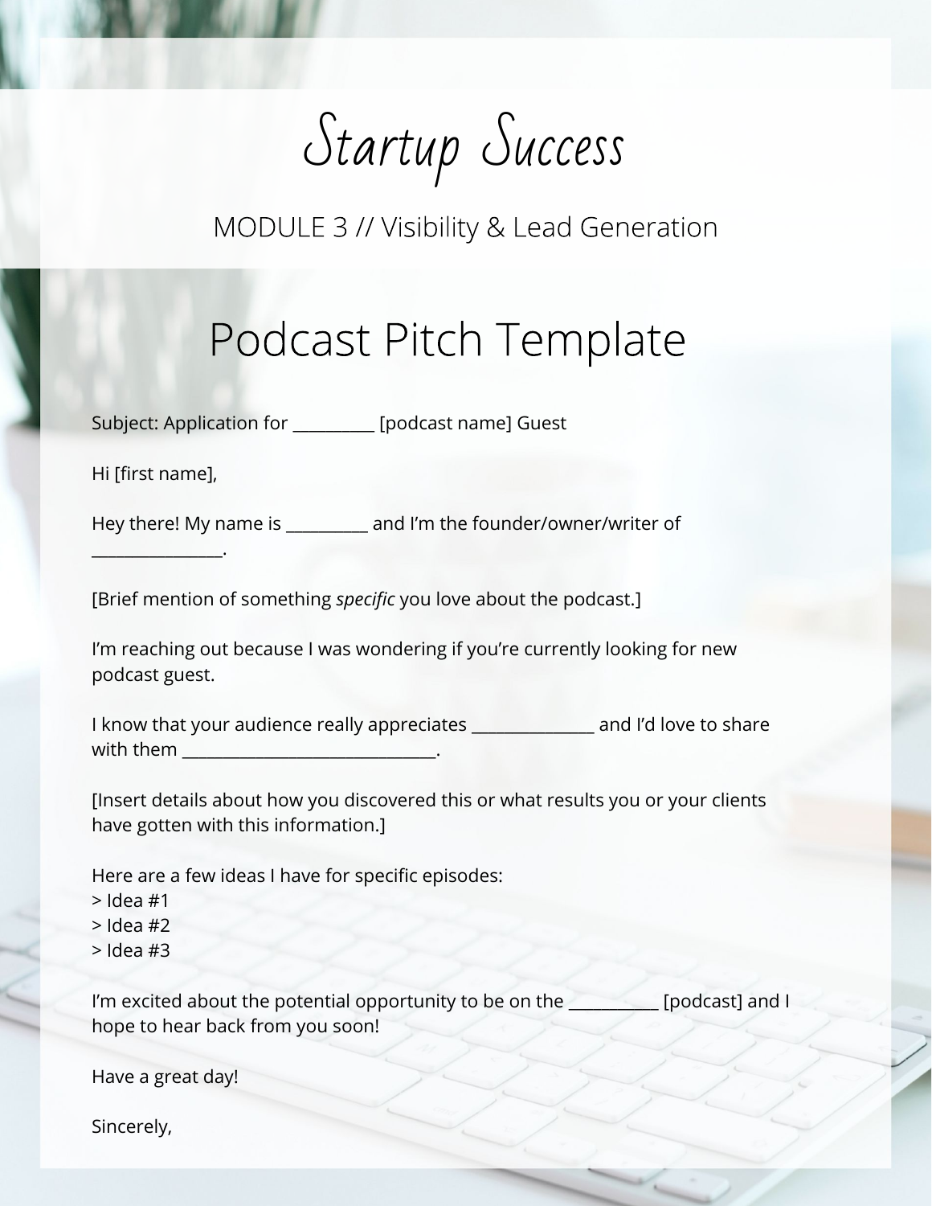# Startup Success

MODULE 3 // Visibility & Lead Generation

## Podcast Pitch Template

Subject: Application for __________ [podcast name] Guest

Hi [first name],

Hey there! My name is __________ and I'm the founder/owner/writer of ________________.

[Brief mention of something *specific* you love about the podcast.]

I'm reaching out because I was wondering if you're currently looking for new podcast guest.

I know that your audience really appreciates _______________ and I'd love to share with them _______________________________.

[Insert details about how you discovered this or what results you or your clients have gotten with this information.]

Here are a few ideas I have for specific episodes:
> Idea #1
> Idea #2
> Idea #3

I'm excited about the potential opportunity to be on the ___________ [podcast] and I hope to hear back from you soon!

Have a great day!

Sincerely,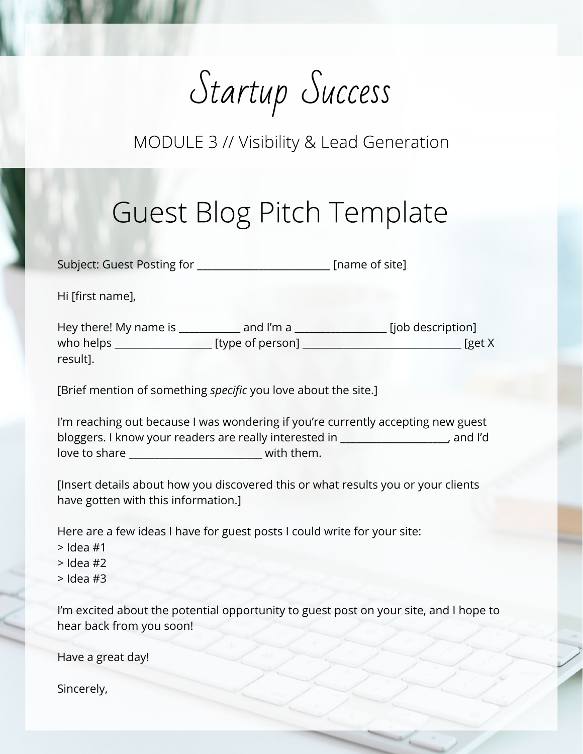# Startup Success

MODULE 3 // Visibility & Lead Generation

## Guest Blog Pitch Template

Subject: Guest Posting for __________________________ [name of site]

Hi [first name],

Hey there! My name is ____________ and I'm a __________________ [job description] who helps ___________________ [type of person] _______________________________ [get X result].

[Brief mention of something *specific* you love about the site.]

I'm reaching out because I was wondering if you're currently accepting new guest bloggers. I know your readers are really interested in _____________________, and I'd love to share __________________________ with them.

[Insert details about how you discovered this or what results you or your clients have gotten with this information.]

Here are a few ideas I have for guest posts I could write for your site:
> Idea #1
> Idea #2
> Idea #3

I'm excited about the potential opportunity to guest post on your site, and I hope to hear back from you soon!

Have a great day!

Sincerely,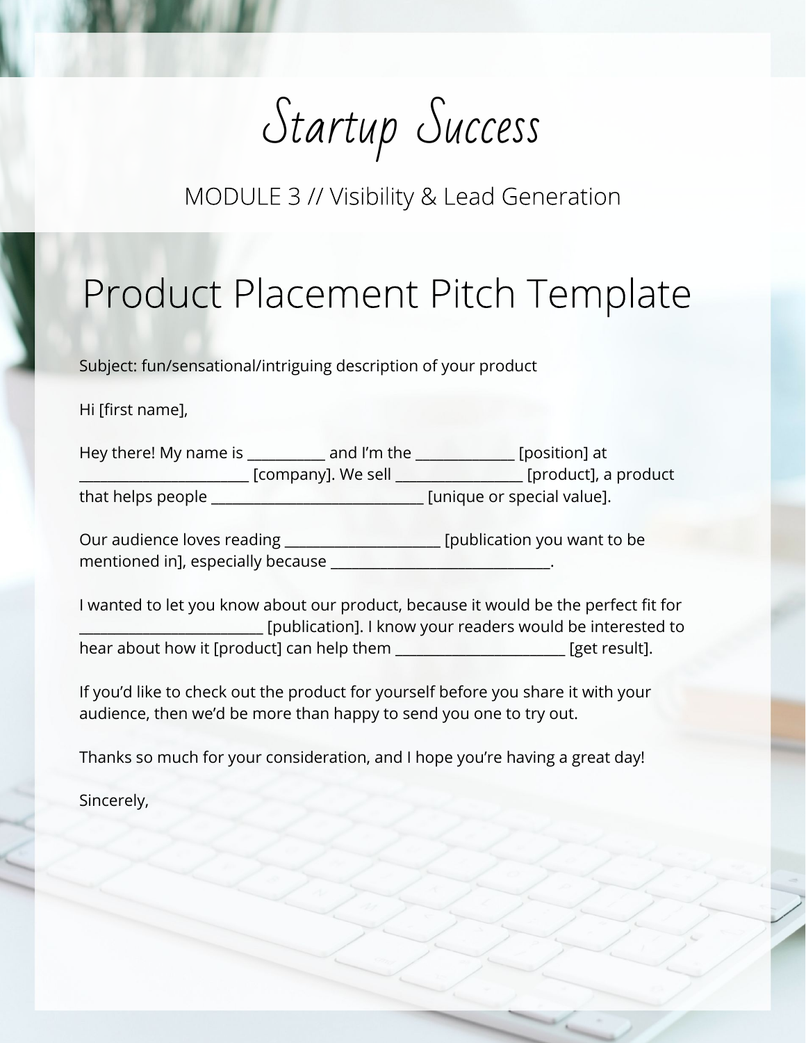# Startup Success

MODULE 3 // Visibility & Lead Generation

## Product Placement Pitch Template

Subject: fun/sensational/intriguing description of your product

Hi [first name],

Hey there! My name is ___________ and I'm the ______________ [position] at ________________________ [company]. We sell __________________ [product], a product that helps people ______________________________ [unique or special value].

Our audience loves reading ______________________ [publication you want to be mentioned in], especially because _______________________________.

I wanted to let you know about our product, because it would be the perfect fit for __________________________ [publication]. I know your readers would be interested to hear about how it [product] can help them ________________________ [get result].

If you'd like to check out the product for yourself before you share it with your audience, then we'd be more than happy to send you one to try out.

Thanks so much for your consideration, and I hope you're having a great day!

Sincerely,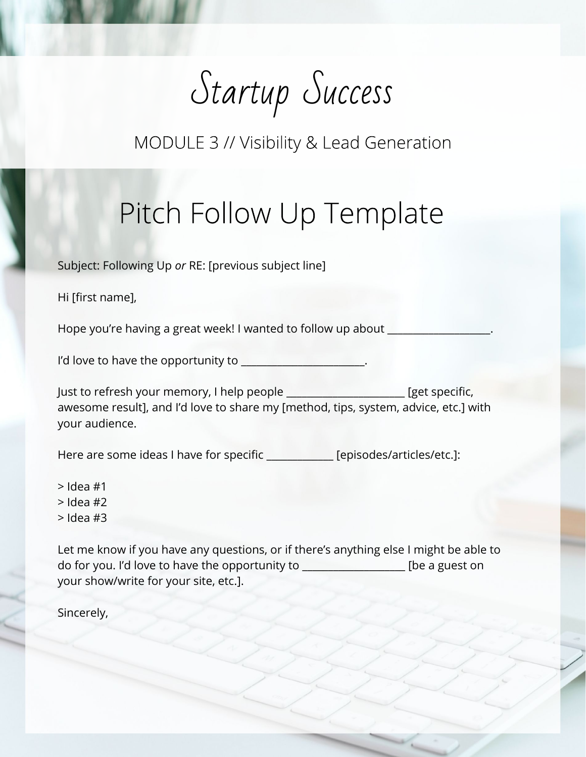# Startup Success

## MODULE 3 // Visibility & Lead Generation

# Pitch Follow Up Template

Subject: Following Up *or* RE: [previous subject line]

Hi [first name],

Hope you're having a great week! I wanted to follow up about ____________________.

I'd love to have the opportunity to ________________________.

Just to refresh your memory, I help people _______________________ [get specific, awesome result], and I'd love to share my [method, tips, system, advice, etc.] with your audience.

Here are some ideas I have for specific _____________ [episodes/articles/etc.]:

> Idea #1
> Idea #2
> Idea #3

Let me know if you have any questions, or if there's anything else I might be able to do for you. I'd love to have the opportunity to ____________________ [be a guest on your show/write for your site, etc.].

Sincerely,